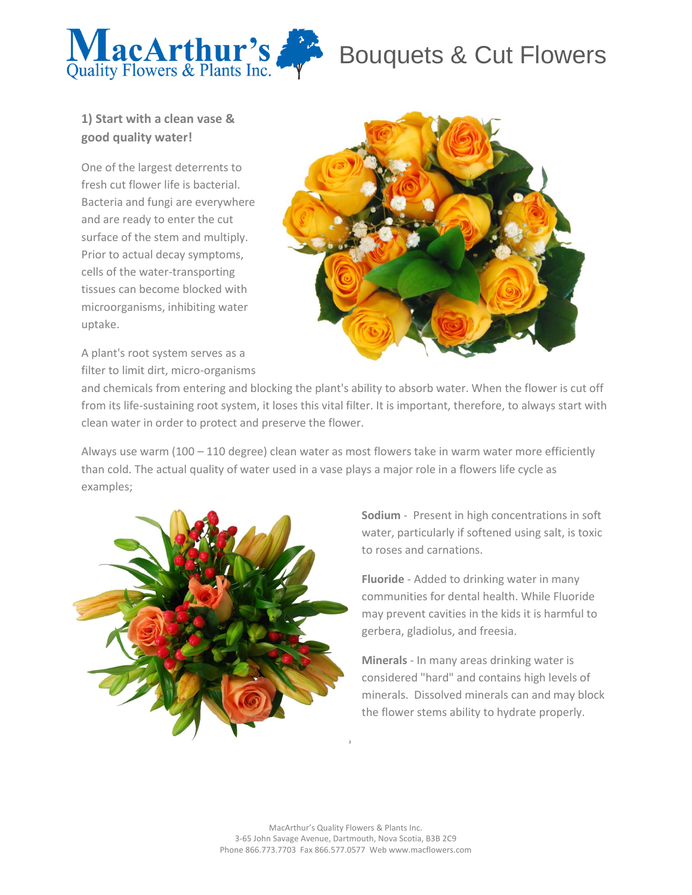# Bouquets & Cut Flowers

**1) Start with a clean vase & good quality water!**

One of the largest deterrents to fresh cut flower life is bacterial. Bacteria and fungi are everywhere and are ready to enter the cut surface of the stem and multiply. Prior to actual decay symptoms, cells of the water-transporting tissues can become blocked with microorganisms, inhibiting water uptake.

A plant's root system serves as a filter to limit dirt, micro-organisms and chemicals from entering and blocking the plant's ability to absorb water. When the flower is cut off from its life-sustaining root system, it loses this vital filter. It is important, therefore, to always start with clean water in order to protect and preserve the flower.

Always use warm (100 – 110 degree) clean water as most flowers take in warm water more efficiently than cold. The actual quality of water used in a vase plays a major role in a flowers life cycle as examples;

**Sodium** - Present in high concentrations in soft water, particularly if softened using salt, is toxic to roses and carnations.

**Fluoride** - Added to drinking water in many communities for dental health. While Fluoride may prevent cavities in the kids it is harmful to gerbera, gladiolus, and freesia.

**Minerals** - In many areas drinking water is considered "hard" and contains high levels of minerals. Dissolved minerals can and may block the flower stems ability to hydrate properly.

MacArthur's Quality Flowers & Plants Inc.
3-65 John Savage Avenue, Dartmouth, Nova Scotia, B3B 2C9
Phone 866.773.7703 Fax 866.577.0577 Web www.macflowers.com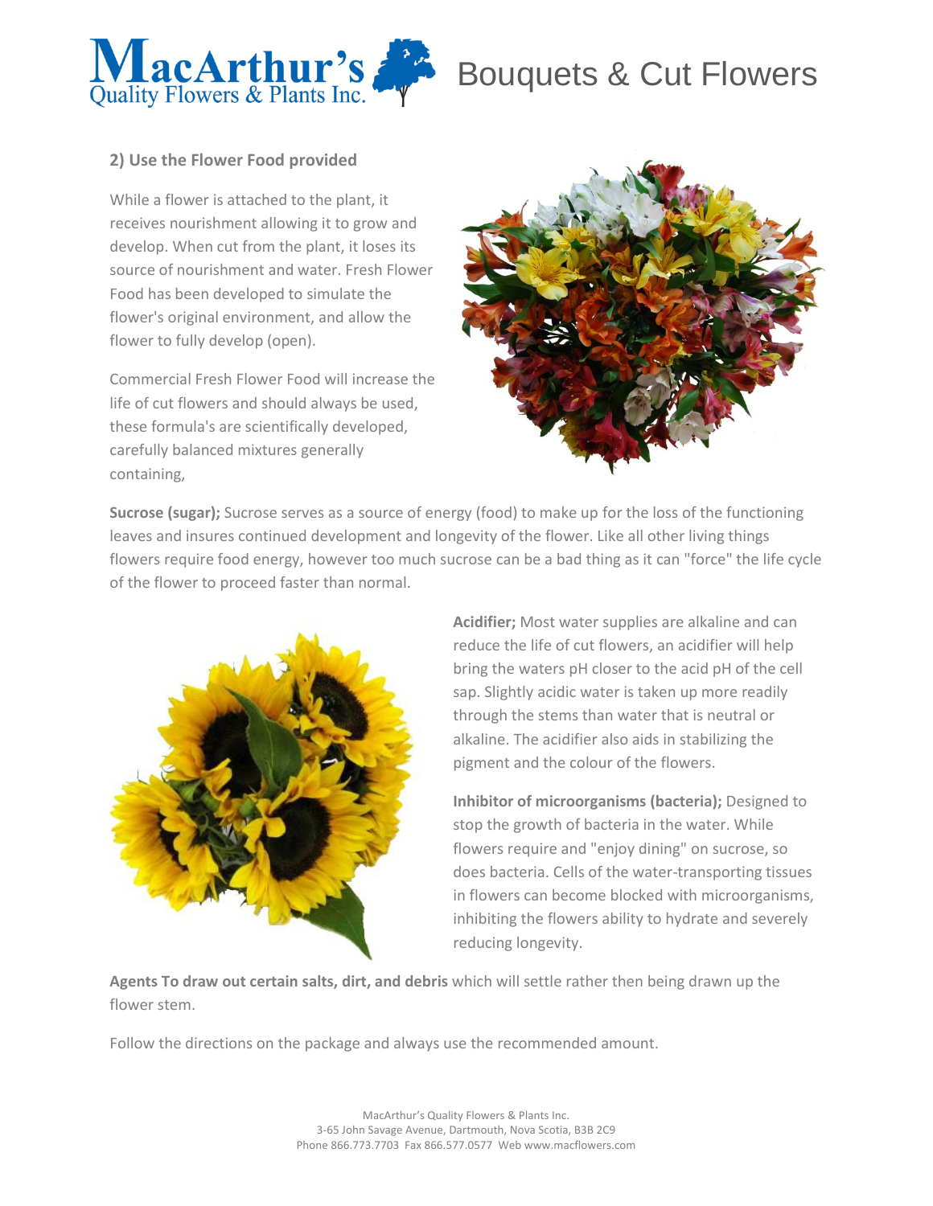**2) Use the Flower Food provided**

While a flower is attached to the plant, it receives nourishment allowing it to grow and develop. When cut from the plant, it loses its source of nourishment and water. Fresh Flower Food has been developed to simulate the flower's original environment, and allow the flower to fully develop (open).

Commercial Fresh Flower Food will increase the life of cut flowers and should always be used, these formula's are scientifically developed, carefully balanced mixtures generally containing,

**Sucrose (sugar);** Sucrose serves as a source of energy (food) to make up for the loss of the functioning leaves and insures continued development and longevity of the flower. Like all other living things flowers require food energy, however too much sucrose can be a bad thing as it can "force" the life cycle of the flower to proceed faster than normal.

**Acidifier;** Most water supplies are alkaline and can reduce the life of cut flowers, an acidifier will help bring the waters pH closer to the acid pH of the cell sap. Slightly acidic water is taken up more readily through the stems than water that is neutral or alkaline. The acidifier also aids in stabilizing the pigment and the colour of the flowers.

**Inhibitor of microorganisms (bacteria);** Designed to stop the growth of bacteria in the water. While flowers require and "enjoy dining" on sucrose, so does bacteria. Cells of the water-transporting tissues in flowers can become blocked with microorganisms, inhibiting the flowers ability to hydrate and severely reducing longevity.

**Agents To draw out certain salts, dirt, and debris** which will settle rather then being drawn up the flower stem.

Follow the directions on the package and always use the recommended amount.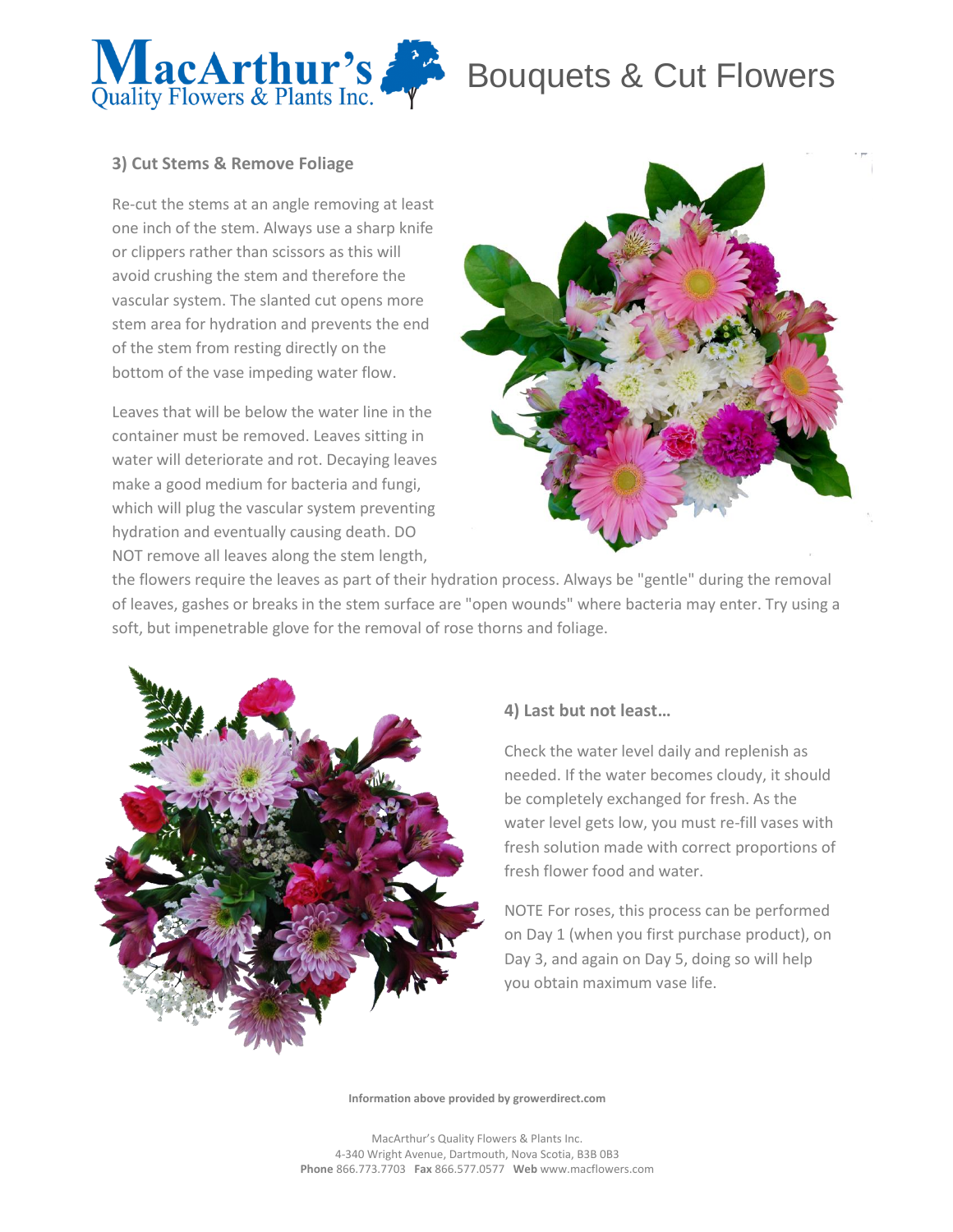### 3) Cut Stems & Remove Foliage

Re-cut the stems at an angle removing at least one inch of the stem. Always use a sharp knife or clippers rather than scissors as this will avoid crushing the stem and therefore the vascular system. The slanted cut opens more stem area for hydration and prevents the end of the stem from resting directly on the bottom of the vase impeding water flow.

Leaves that will be below the water line in the container must be removed. Leaves sitting in water will deteriorate and rot. Decaying leaves make a good medium for bacteria and fungi, which will plug the vascular system preventing hydration and eventually causing death. DO NOT remove all leaves along the stem length, the flowers require the leaves as part of their hydration process. Always be "gentle" during the removal of leaves, gashes or breaks in the stem surface are "open wounds" where bacteria may enter. Try using a soft, but impenetrable glove for the removal of rose thorns and foliage.

### 4) Last but not least…

Check the water level daily and replenish as needed. If the water becomes cloudy, it should be completely exchanged for fresh. As the water level gets low, you must re-fill vases with fresh solution made with correct proportions of fresh flower food and water.

NOTE For roses, this process can be performed on Day 1 (when you first purchase product), on Day 3, and again on Day 5, doing so will help you obtain maximum vase life.

**Information above provided by growerdirect.com**

MacArthur's Quality Flowers & Plants Inc.
4-340 Wright Avenue, Dartmouth, Nova Scotia, B3B 0B3
**Phone** 866.773.7703 **Fax** 866.577.0577 **Web** www.macflowers.com